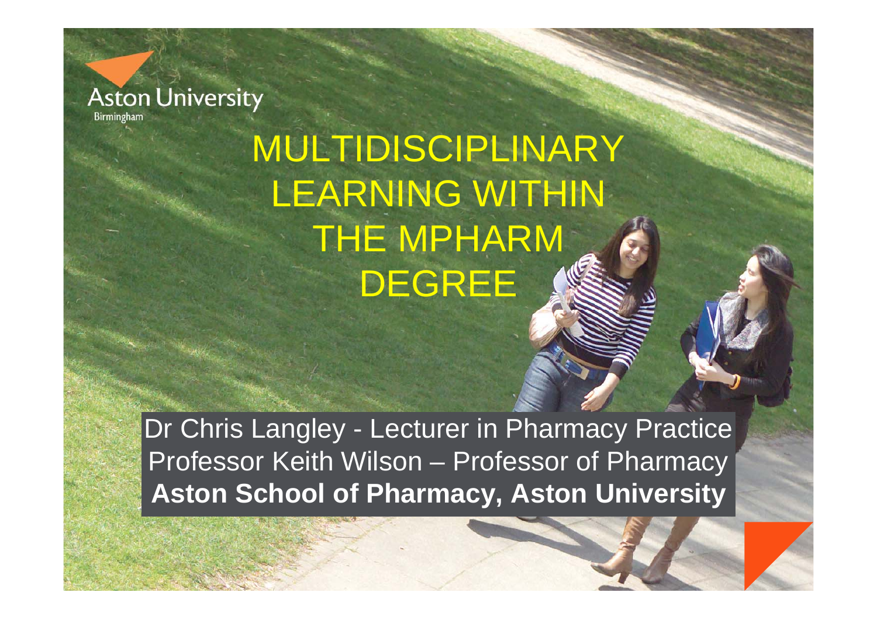Aston University
Birmingham

# MULTIDISCIPLINARY LEARNING WITHIN THE MPHARM DEGREE

Dr Chris Langley - Lecturer in Pharmacy Practice
Professor Keith Wilson – Professor of Pharmacy
**Aston School of Pharmacy, Aston University**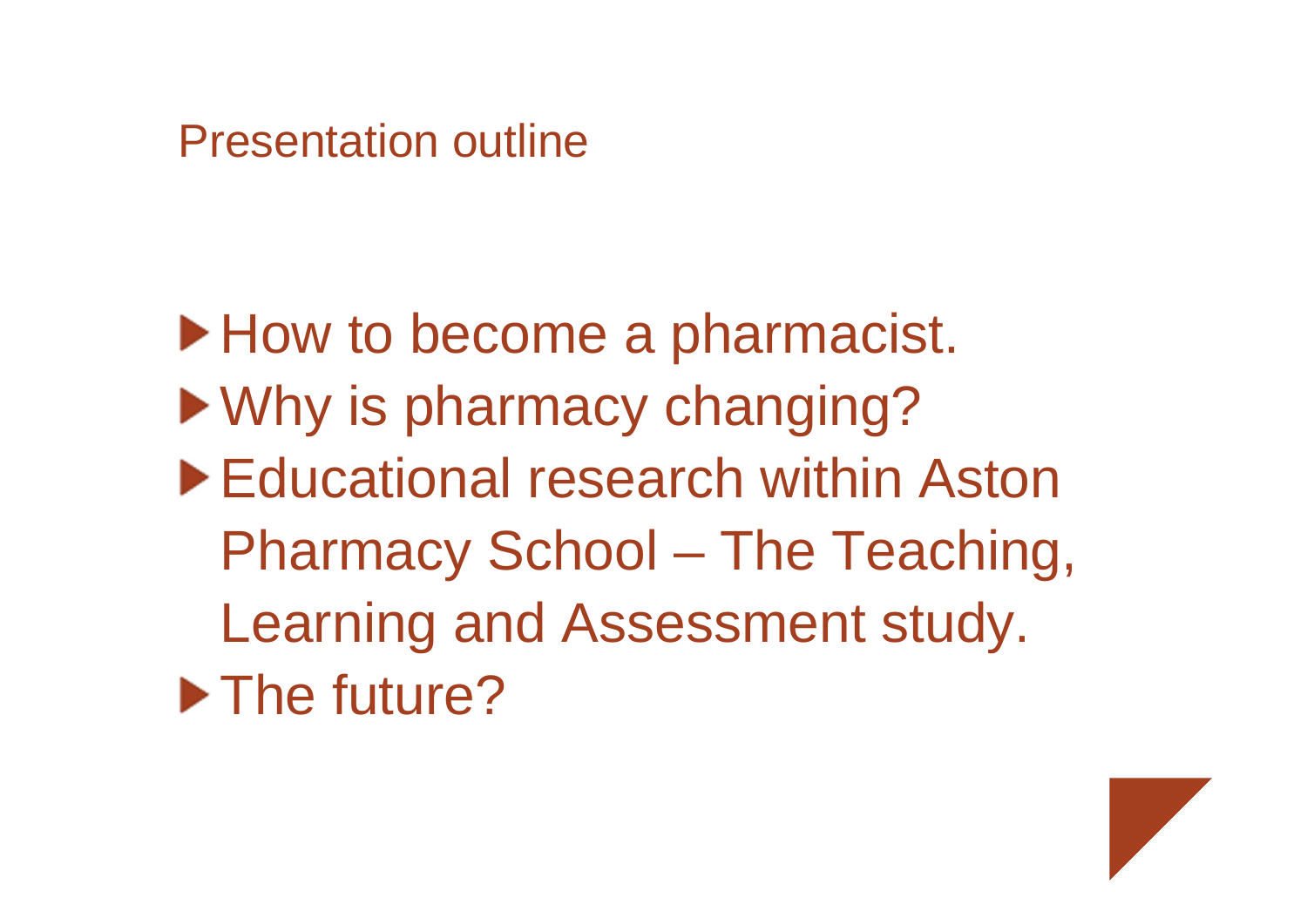# Presentation outline

- How to become a pharmacist.
- Why is pharmacy changing?
- Educational research within Aston Pharmacy School – The Teaching, Learning and Assessment study.
- The future?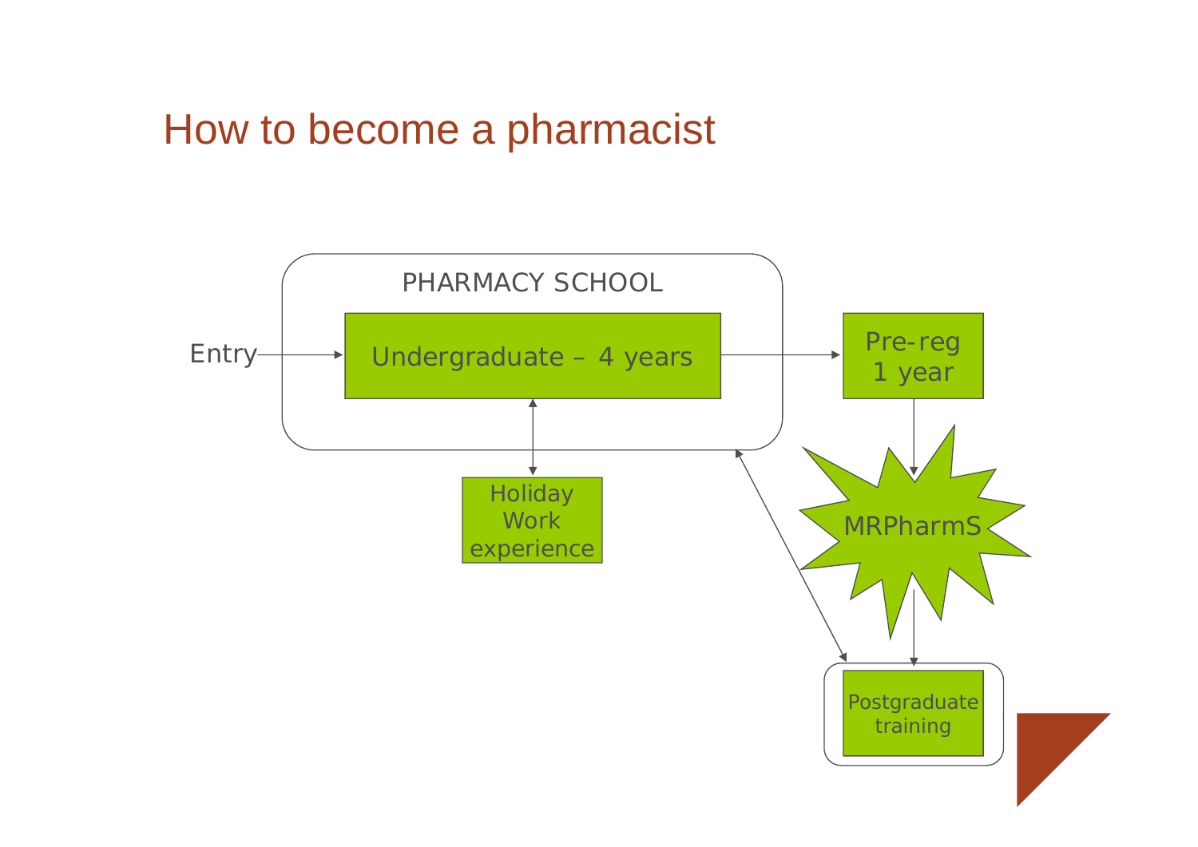# How to become a pharmacist

PHARMACY SCHOOL

Entry → Undergraduate – 4 years → Pre-reg 1 year → MRPharmS → Postgraduate training

Undergraduate – 4 years ↔ Holiday Work experience

Postgraduate training ↔ PHARMACY SCHOOL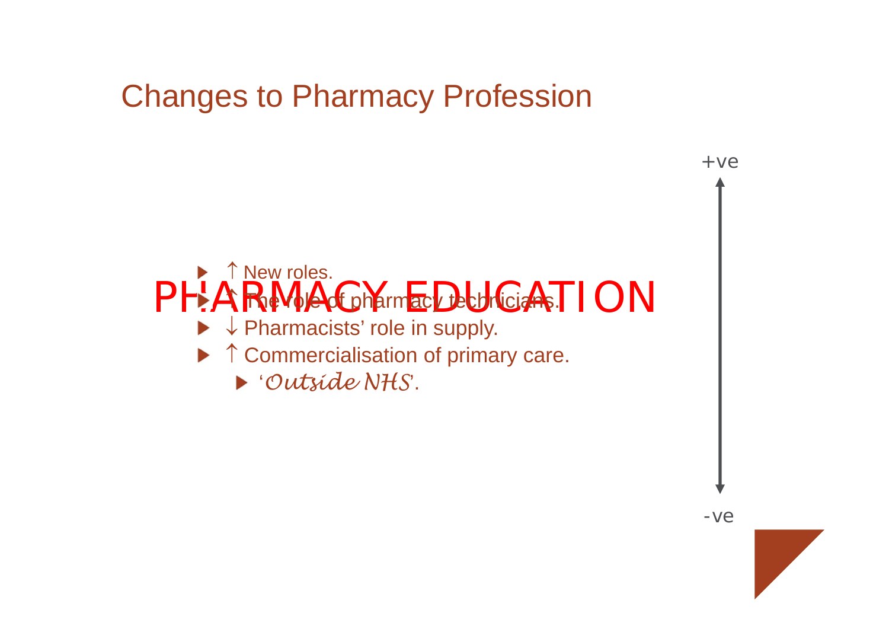# Changes to Pharmacy Profession

PHARMACY EDUCATION

- ↑ New roles.
- ↑ The role of pharmacy technicians.
- ↓ Pharmacists' role in supply.
- ↑ Commercialisation of primary care.
  - '*Outside NHS*'.

+ve

-ve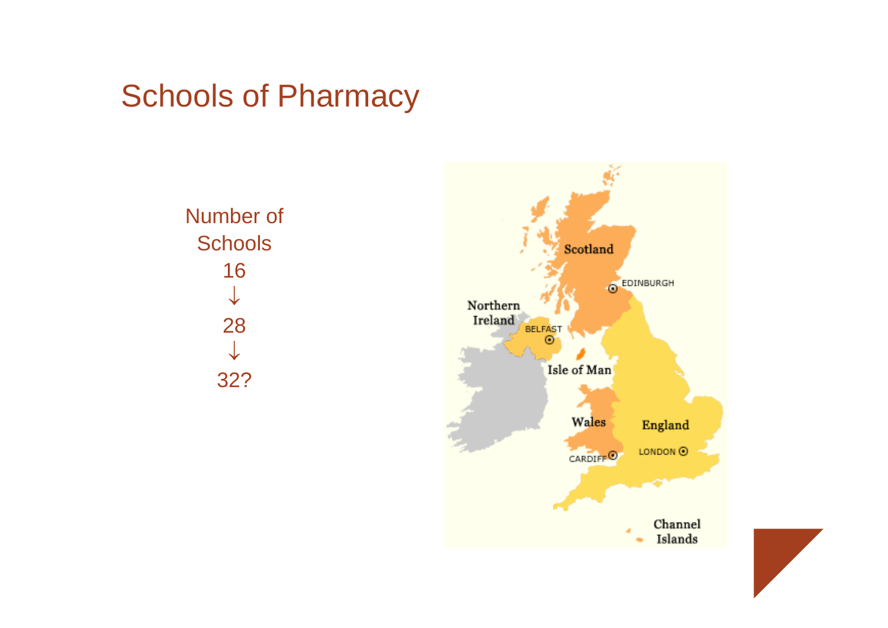# Schools of Pharmacy

Number of Schools

16

↓

28

↓

32?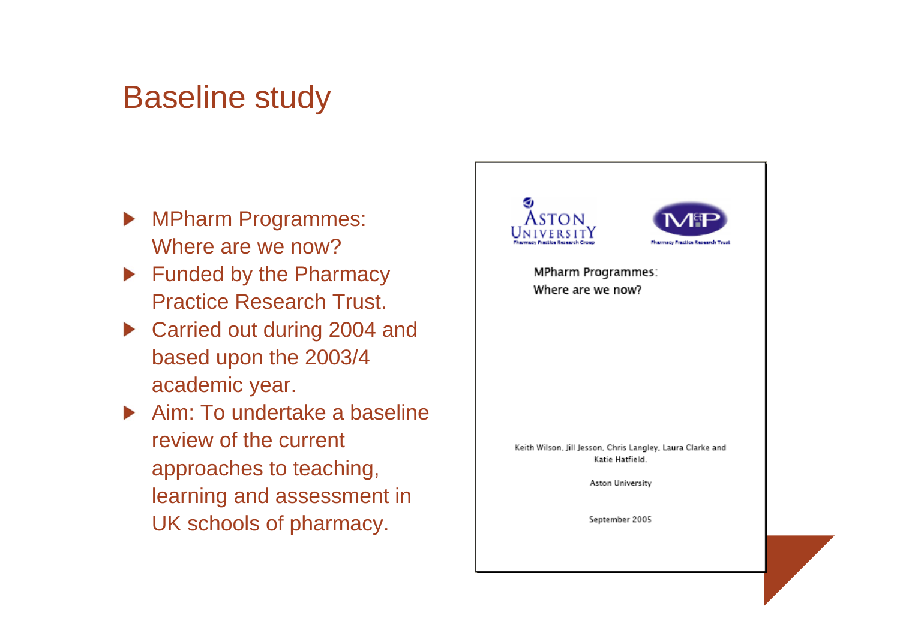# Baseline study

- MPharm Programmes: Where are we now?
- Funded by the Pharmacy Practice Research Trust.
- Carried out during 2004 and based upon the 2003/4 academic year.
- Aim: To undertake a baseline review of the current approaches to teaching, learning and assessment in UK schools of pharmacy.

Aston University
Pharmacy Practice Research Group

Pharmacy Practice Research Trust

MPharm Programmes:
Where are we now?

Keith Wilson, Jill Jesson, Chris Langley, Laura Clarke and Katie Hatfield.

Aston University

September 2005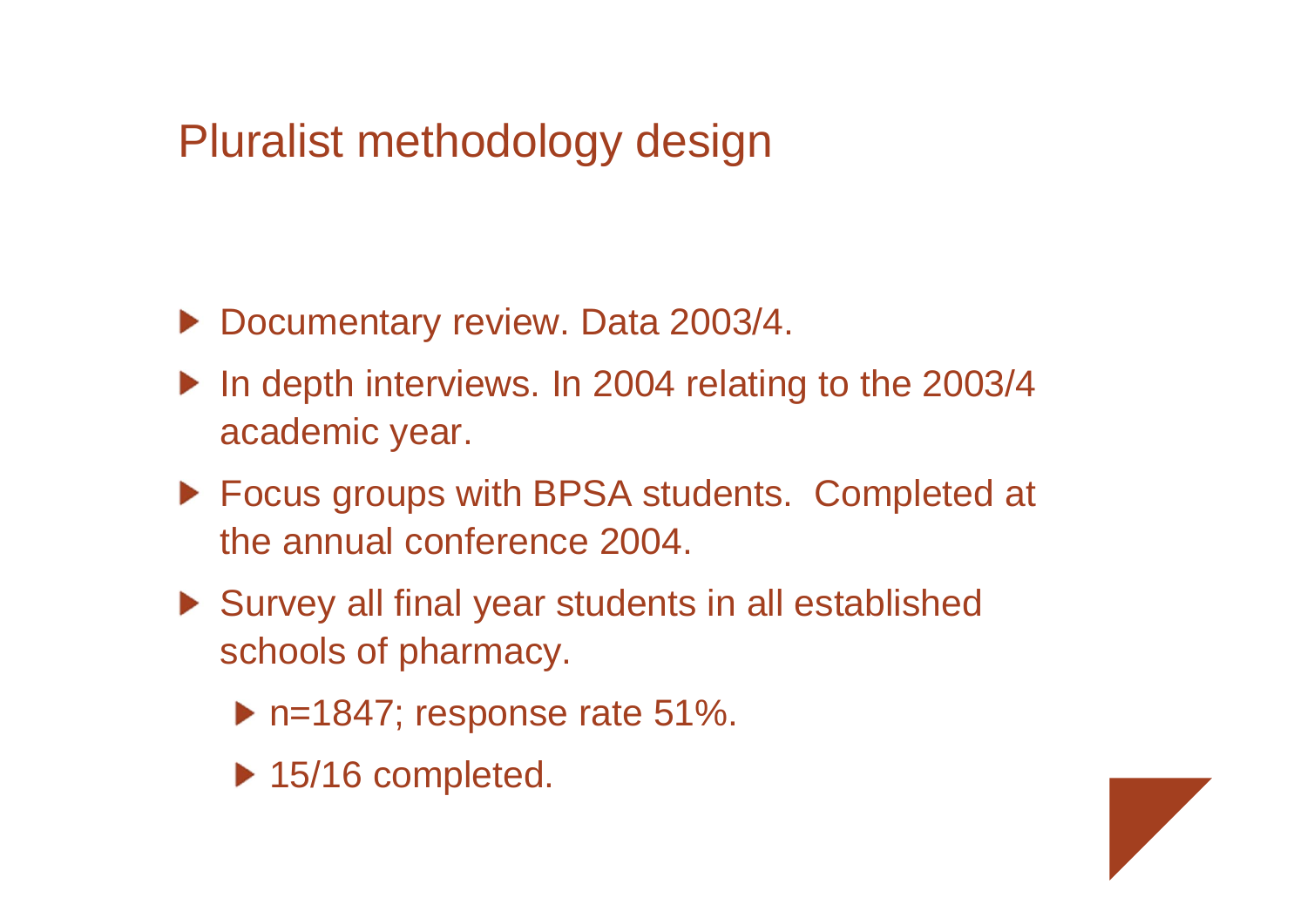# Pluralist methodology design

- Documentary review. Data 2003/4.
- In depth interviews. In 2004 relating to the 2003/4 academic year.
- Focus groups with BPSA students. Completed at the annual conference 2004.
- Survey all final year students in all established schools of pharmacy.
  - n=1847; response rate 51%.
  - 15/16 completed.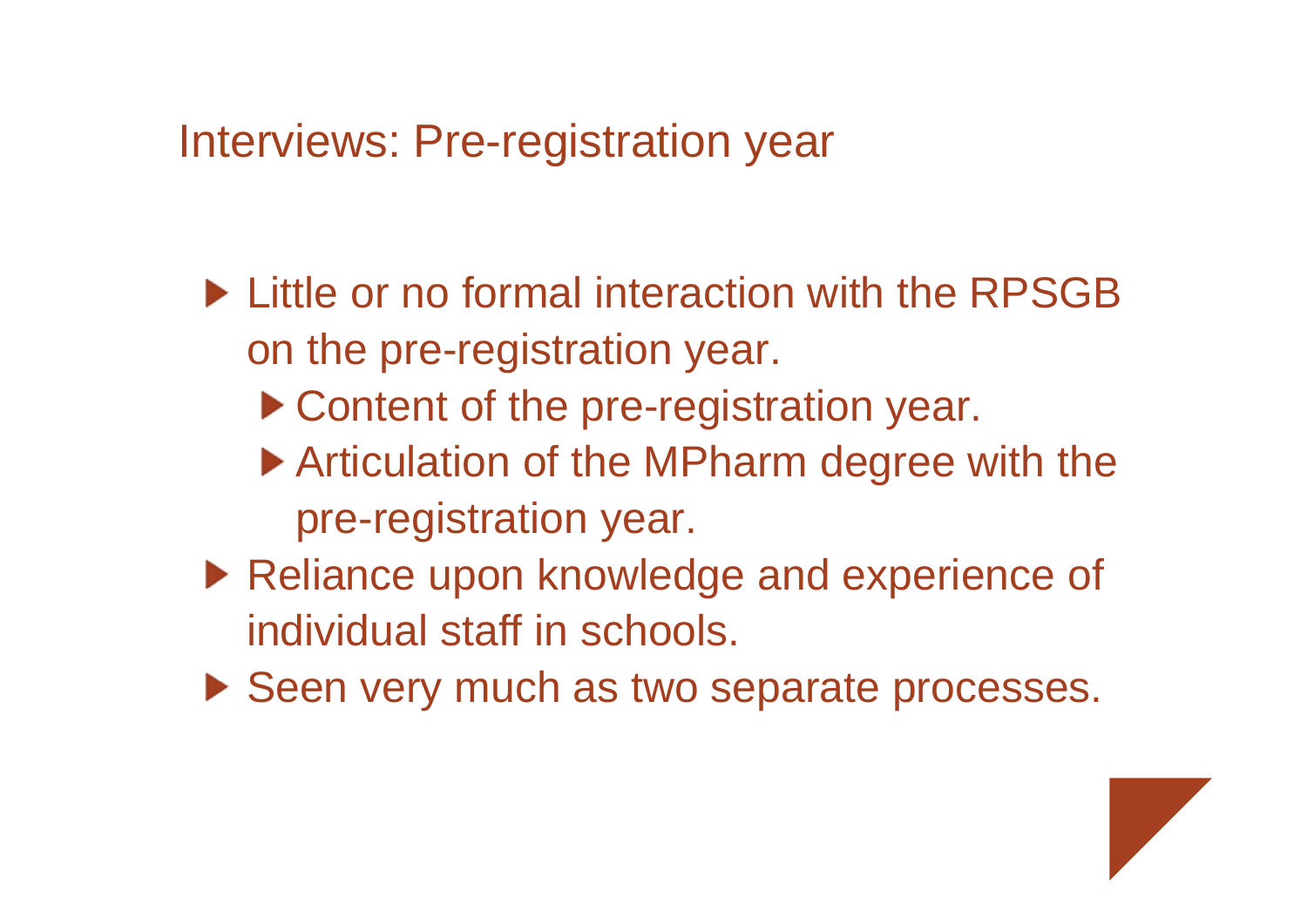# Interviews: Pre-registration year

- Little or no formal interaction with the RPSGB on the pre-registration year.
  - Content of the pre-registration year.
  - Articulation of the MPharm degree with the pre-registration year.
- Reliance upon knowledge and experience of individual staff in schools.
- Seen very much as two separate processes.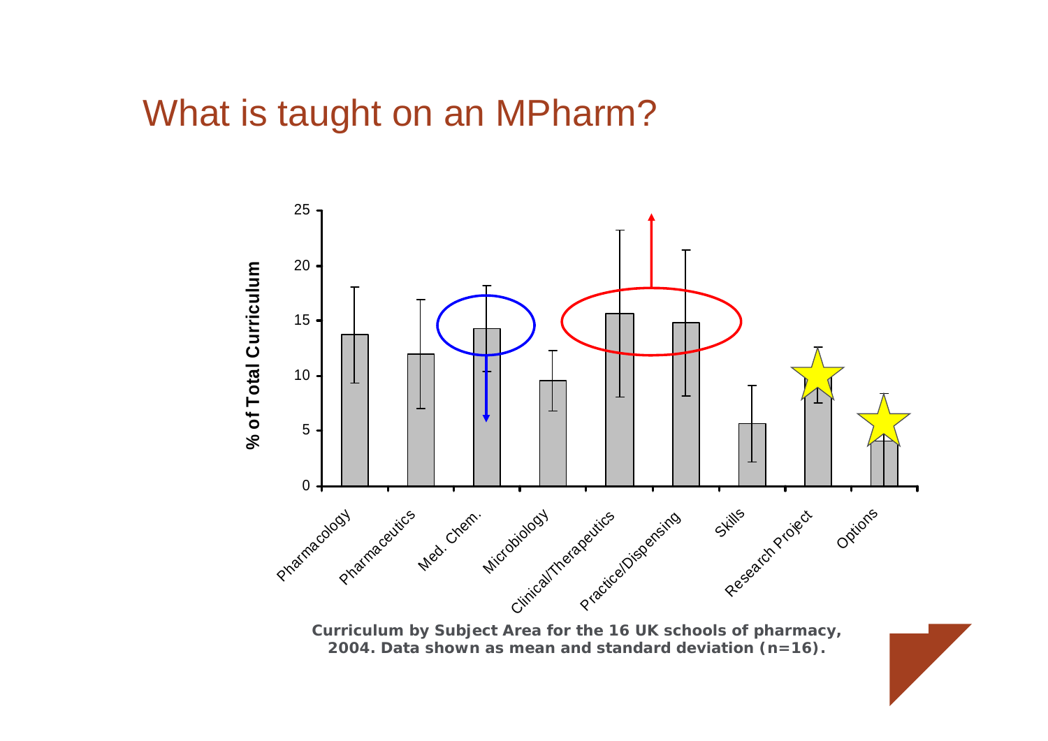# What is taught on an MPharm?

**Curriculum by Subject Area for the 16 UK schools of pharmacy, 2004. Data shown as mean and standard deviation (n=16).**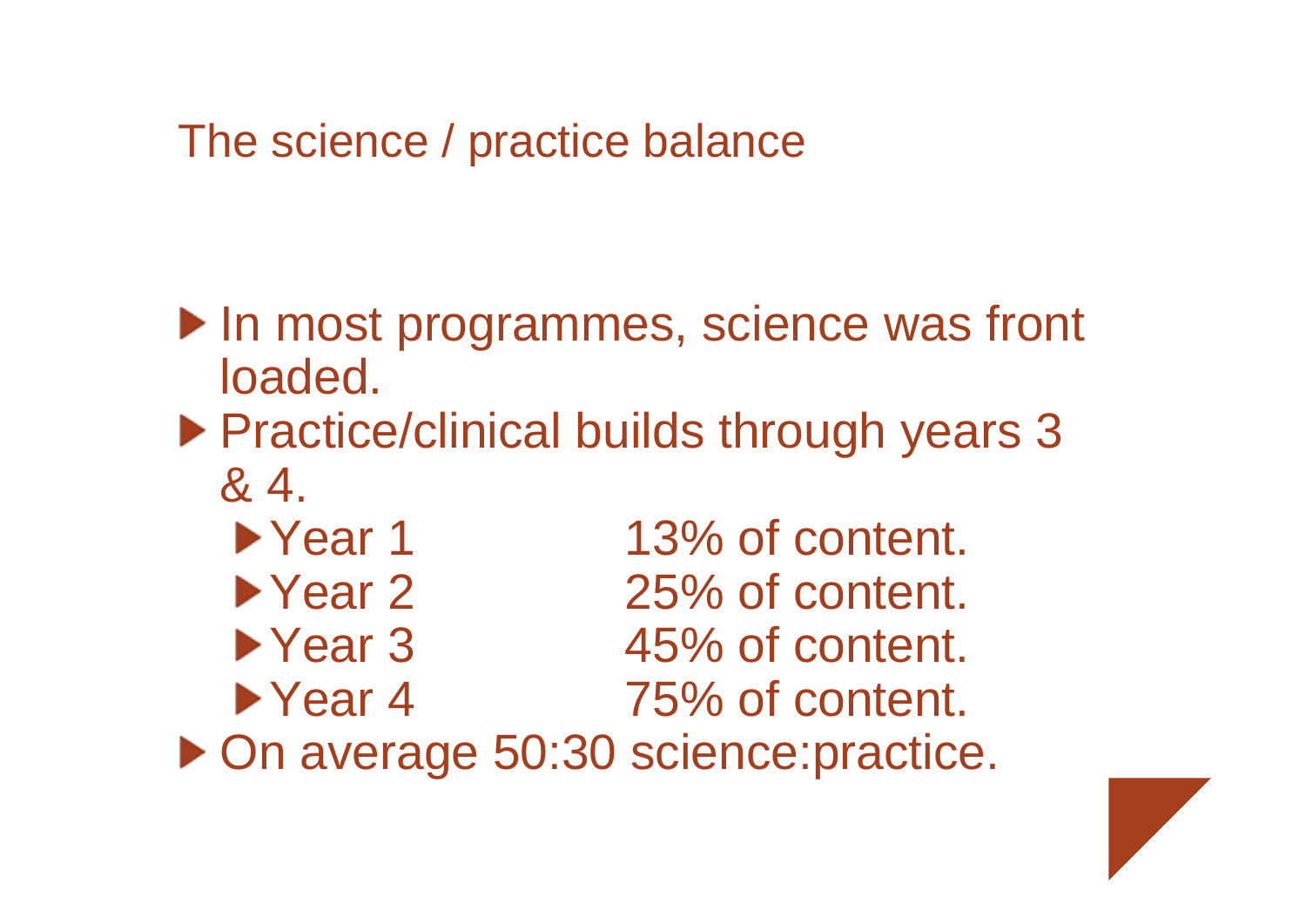# The science / practice balance

- In most programmes, science was front loaded.
- Practice/clinical builds through years 3 & 4.
  - Year 1 — 13% of content.
  - Year 2 — 25% of content.
  - Year 3 — 45% of content.
  - Year 4 — 75% of content.
- On average 50:30 science:practice.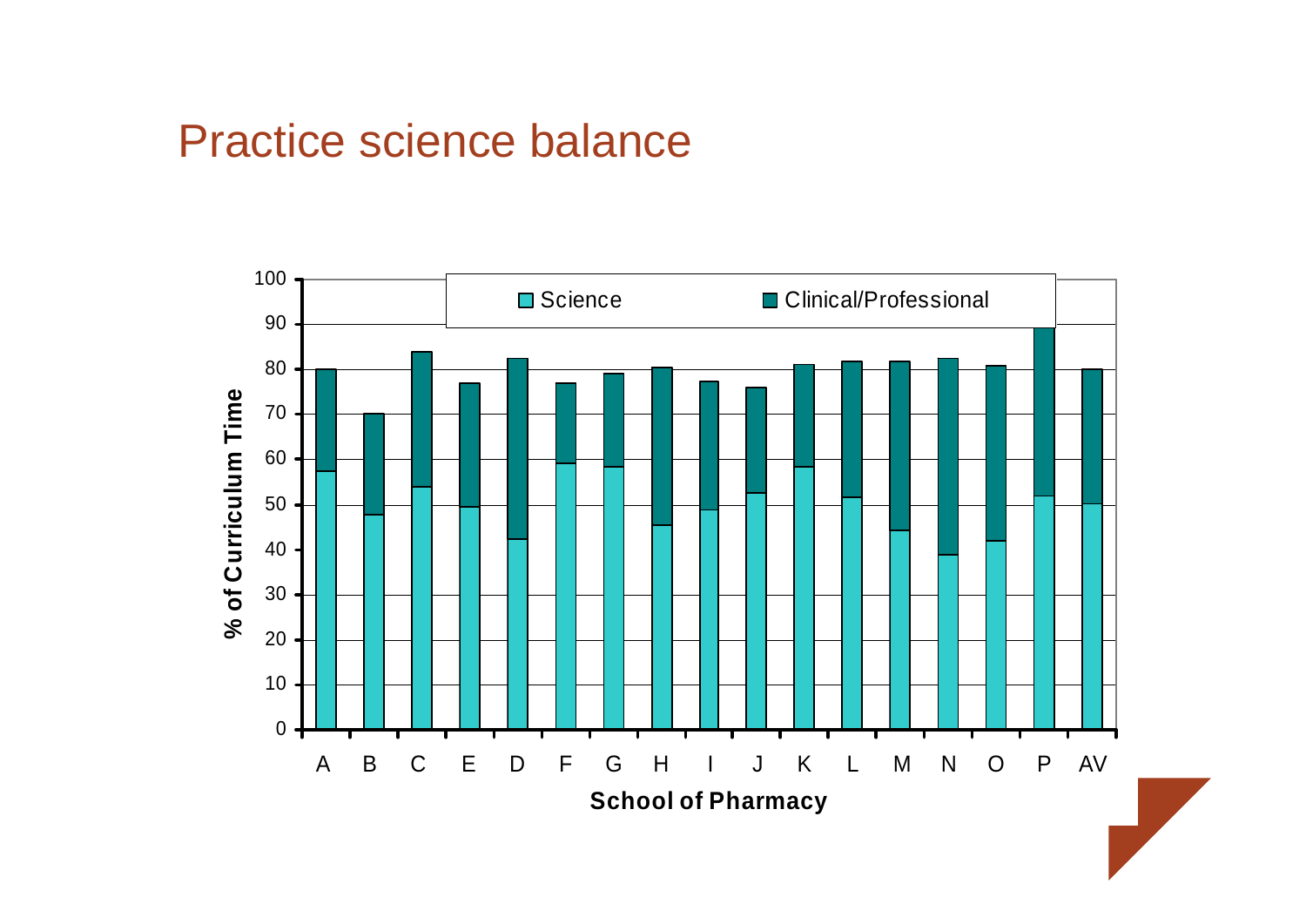# Practice science balance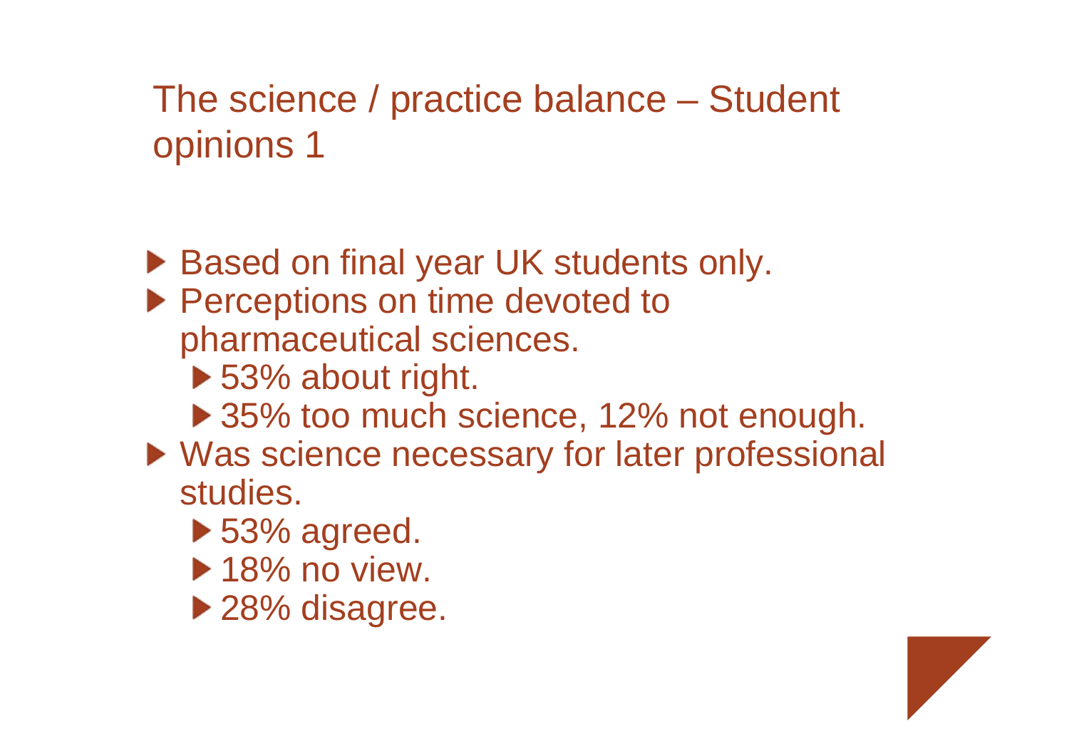# The science / practice balance – Student opinions 1

- Based on final year UK students only.
- Perceptions on time devoted to pharmaceutical sciences.
  - 53% about right.
  - 35% too much science, 12% not enough.
- Was science necessary for later professional studies.
  - 53% agreed.
  - 18% no view.
  - 28% disagree.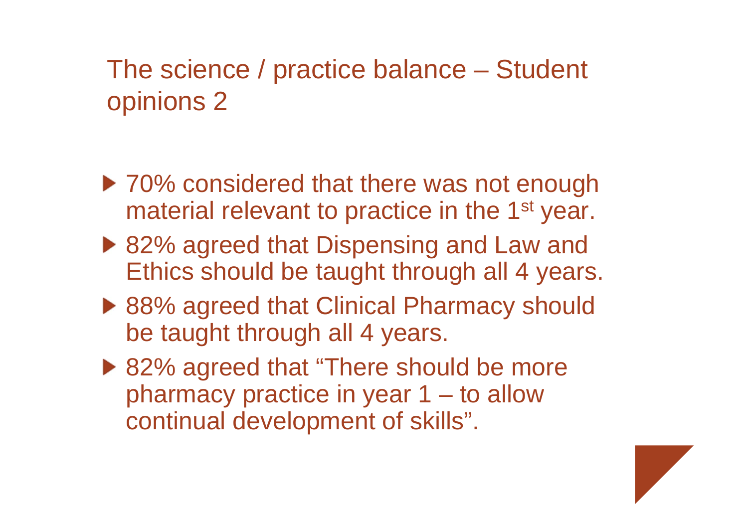# The science / practice balance – Student opinions 2

- 70% considered that there was not enough material relevant to practice in the 1st year.
- 82% agreed that Dispensing and Law and Ethics should be taught through all 4 years.
- 88% agreed that Clinical Pharmacy should be taught through all 4 years.
- 82% agreed that "There should be more pharmacy practice in year 1 – to allow continual development of skills".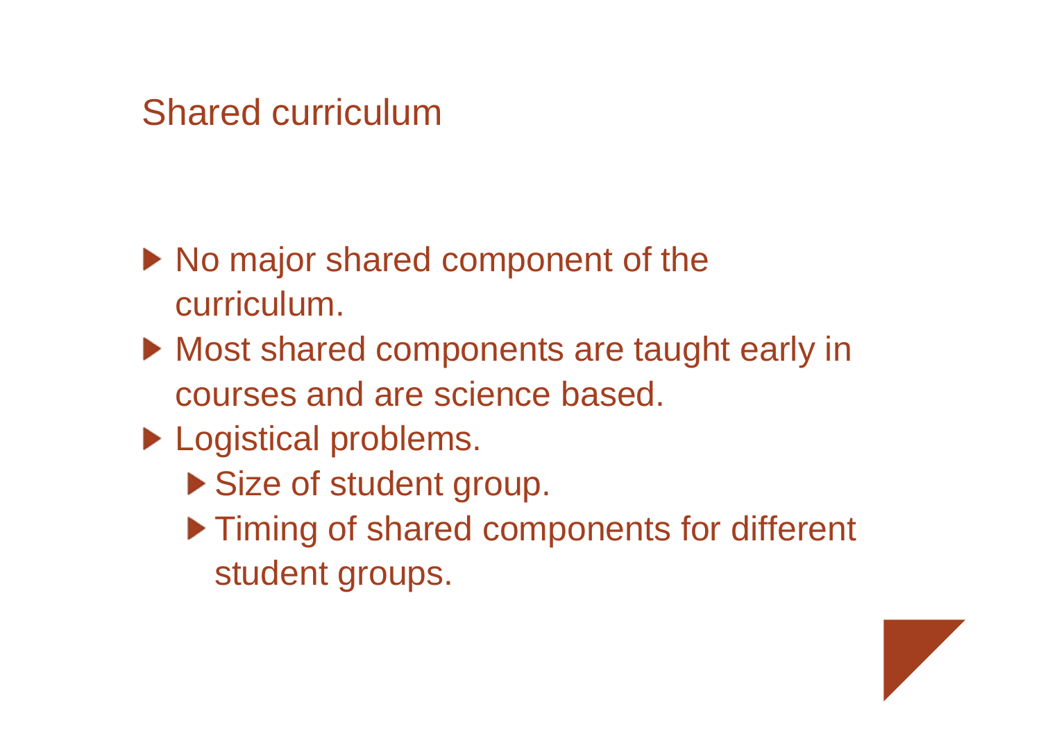# Shared curriculum

- No major shared component of the curriculum.
- Most shared components are taught early in courses and are science based.
- Logistical problems.
  - Size of student group.
  - Timing of shared components for different student groups.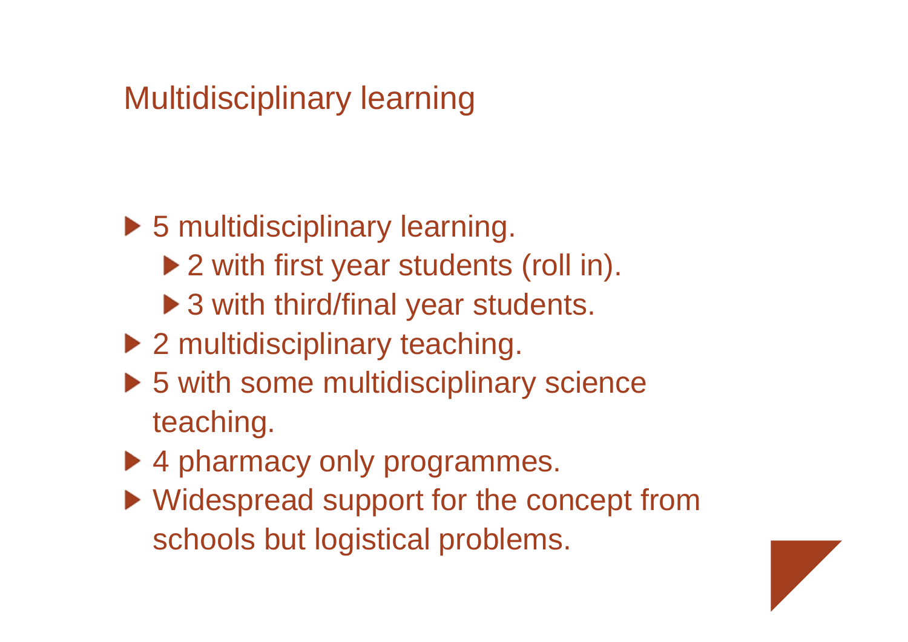# Multidisciplinary learning

- 5 multidisciplinary learning.
  - 2 with first year students (roll in).
  - 3 with third/final year students.
- 2 multidisciplinary teaching.
- 5 with some multidisciplinary science teaching.
- 4 pharmacy only programmes.
- Widespread support for the concept from schools but logistical problems.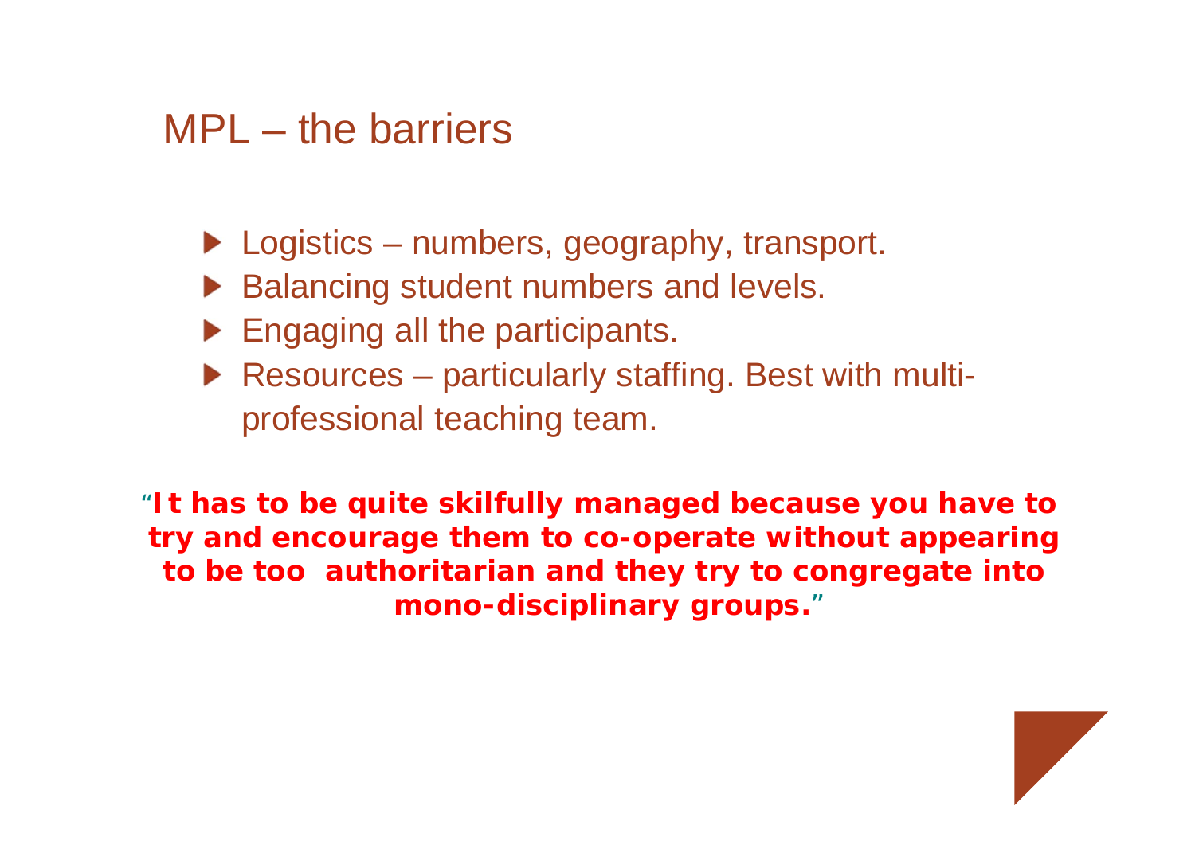# MPL – the barriers

- Logistics – numbers, geography, transport.
- Balancing student numbers and levels.
- Engaging all the participants.
- Resources – particularly staffing. Best with multi-professional teaching team.

**"It has to be quite skilfully managed because you have to try and encourage them to co-operate without appearing to be too authoritarian and they try to congregate into mono-disciplinary groups."**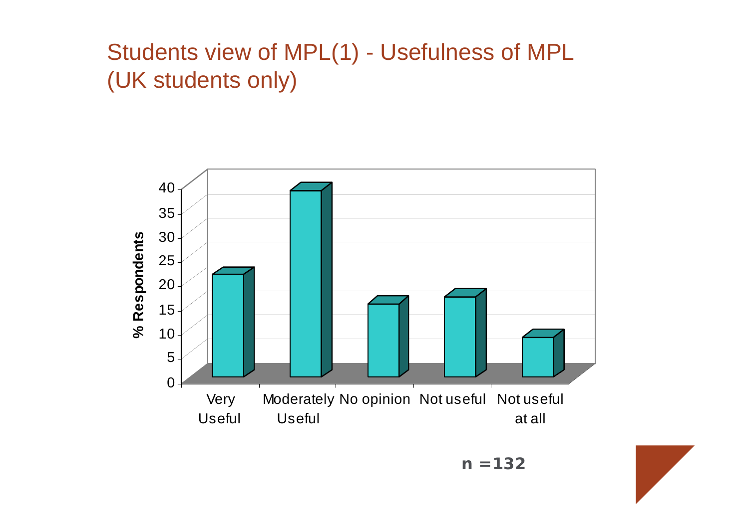# Students view of MPL(1) - Usefulness of MPL (UK students only)

% Respondents

| Response | % Respondents (approx.) |
|---|---|
| Very Useful | 21 |
| Moderately Useful | 38 |
| No opinion | 15 |
| Not useful | 16 |
| Not useful at all | 8 |

n =132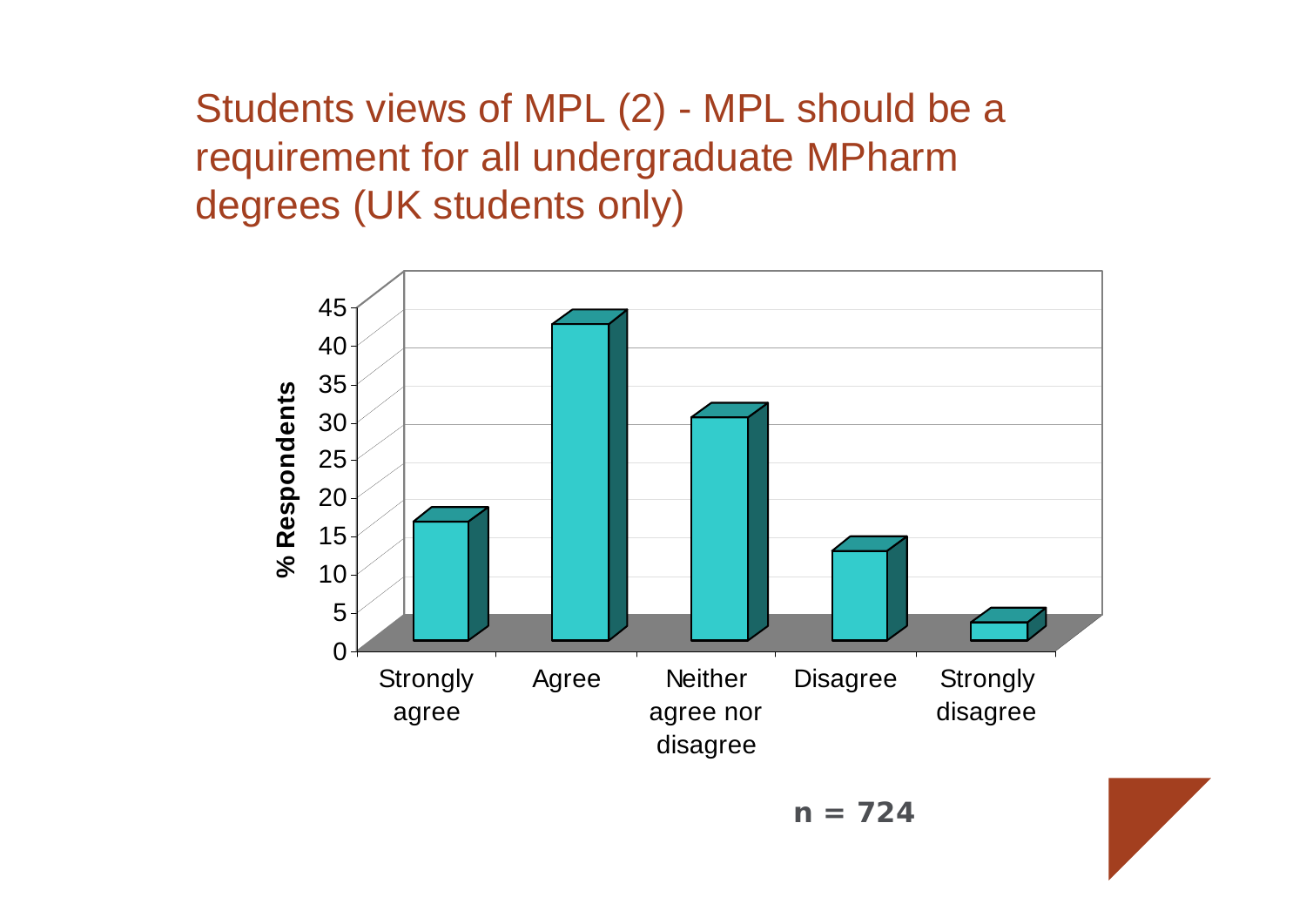# Students views of MPL (2) - MPL should be a requirement for all undergraduate MPharm degrees (UK students only)

% Respondents

45
40
35
30
25
20
15
10
5
0

Strongly agree | Agree | Neither agree nor disagree | Disagree | Strongly disagree

**n = 724**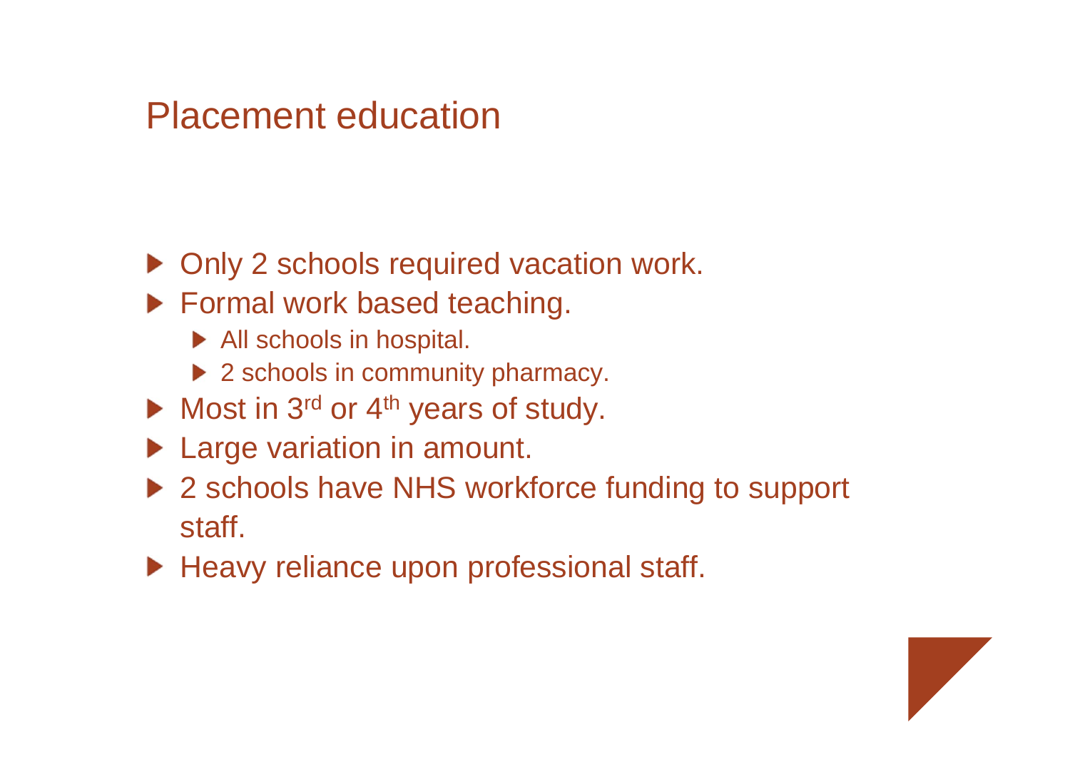# Placement education

- Only 2 schools required vacation work.
- Formal work based teaching.
  - All schools in hospital.
  - 2 schools in community pharmacy.
- Most in 3rd or 4th years of study.
- Large variation in amount.
- 2 schools have NHS workforce funding to support staff.
- Heavy reliance upon professional staff.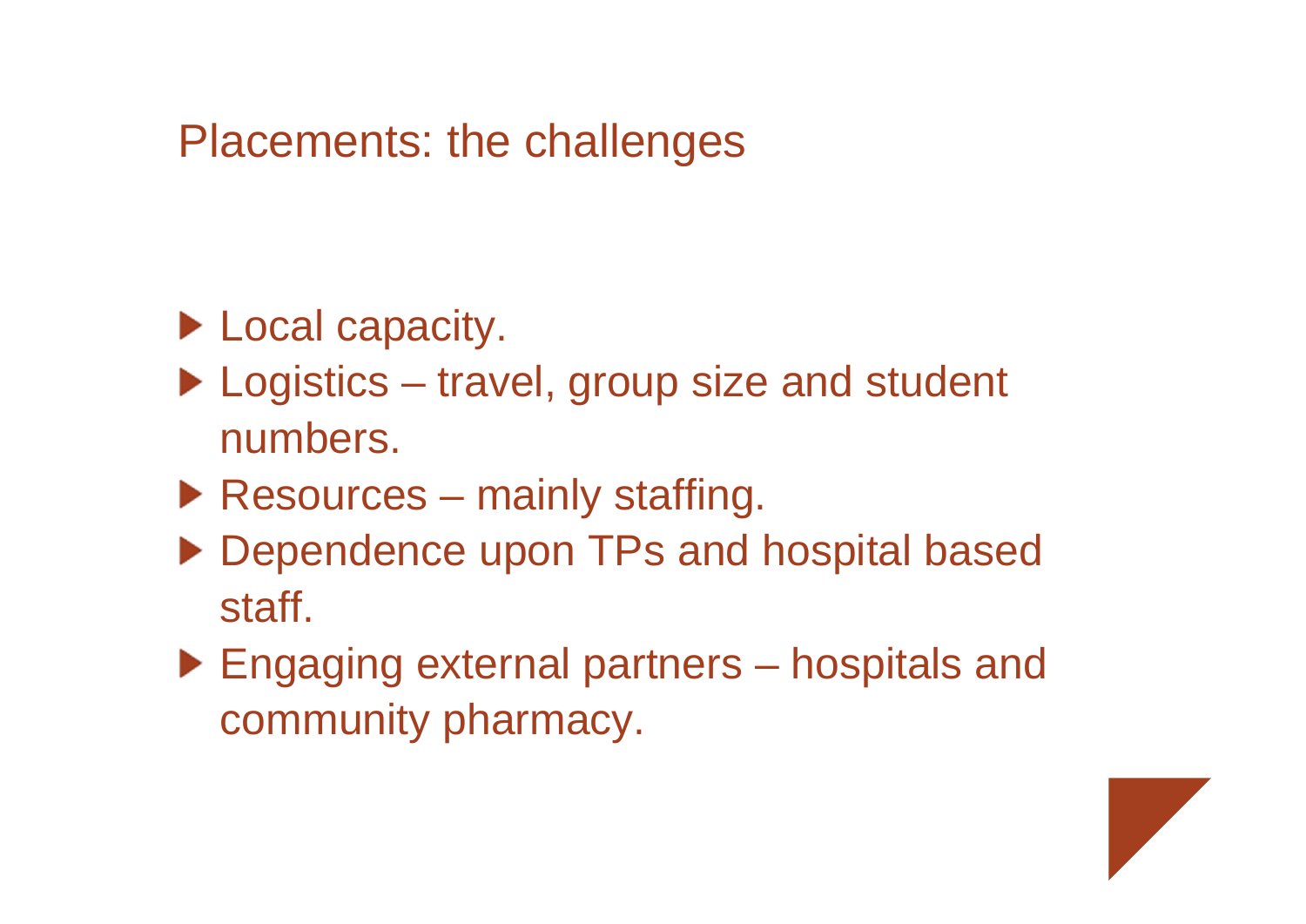# Placements: the challenges

- Local capacity.
- Logistics – travel, group size and student numbers.
- Resources – mainly staffing.
- Dependence upon TPs and hospital based staff.
- Engaging external partners – hospitals and community pharmacy.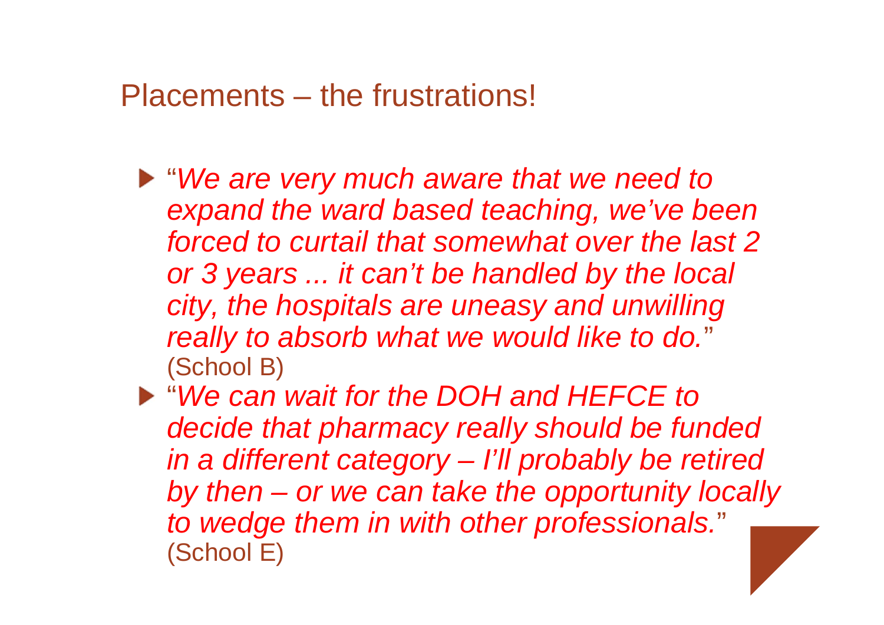# Placements – the frustrations!

- "*We are very much aware that we need to expand the ward based teaching, we've been forced to curtail that somewhat over the last 2 or 3 years ... it can't be handled by the local city, the hospitals are uneasy and unwilling really to absorb what we would like to do.*" (School B)
- "*We can wait for the DOH and HEFCE to decide that pharmacy really should be funded in a different category – I'll probably be retired by then – or we can take the opportunity locally to wedge them in with other professionals.*" (School E)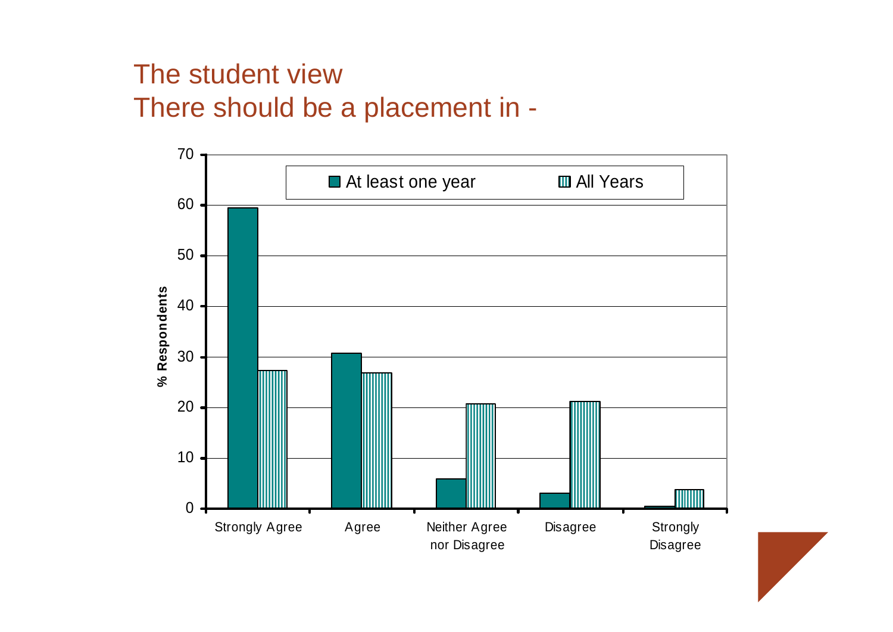# The student view

## There should be a placement in -

% Respondents

| | At least one year | All Years |
|---|---|---|
| Strongly Agree | 59.5 | 27.5 |
| Agree | 31 | 27 |
| Neither Agree nor Disagree | 6 | 21 |
| Disagree | 3 | 21 |
| Strongly Disagree | 0.5 | 4 |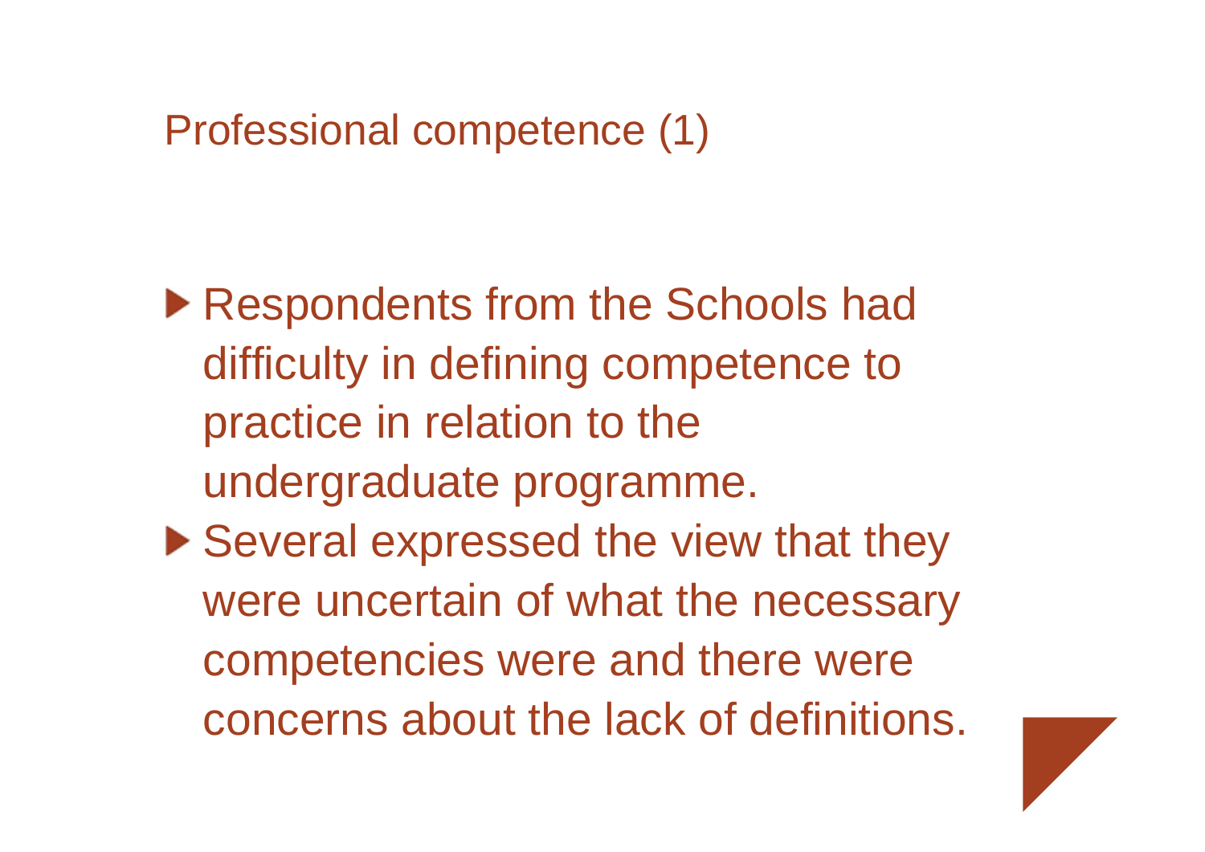# Professional competence (1)

- Respondents from the Schools had difficulty in defining competence to practice in relation to the undergraduate programme.
- Several expressed the view that they were uncertain of what the necessary competencies were and there were concerns about the lack of definitions.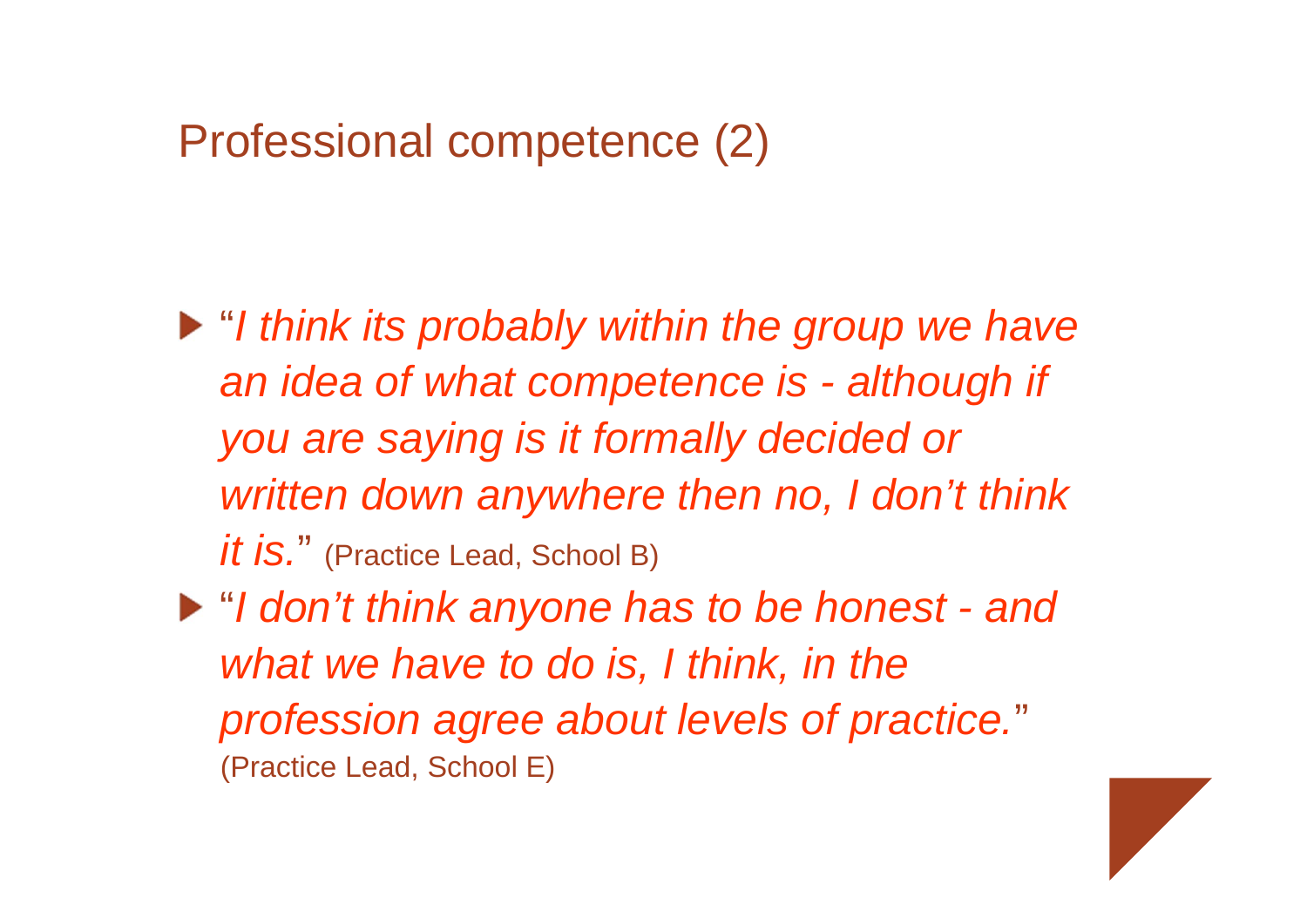# Professional competence (2)

- "*I think its probably within the group we have an idea of what competence is - although if you are saying is it formally decided or written down anywhere then no, I don't think it is.*" (Practice Lead, School B)
- "*I don't think anyone has to be honest - and what we have to do is, I think, in the profession agree about levels of practice.*" (Practice Lead, School E)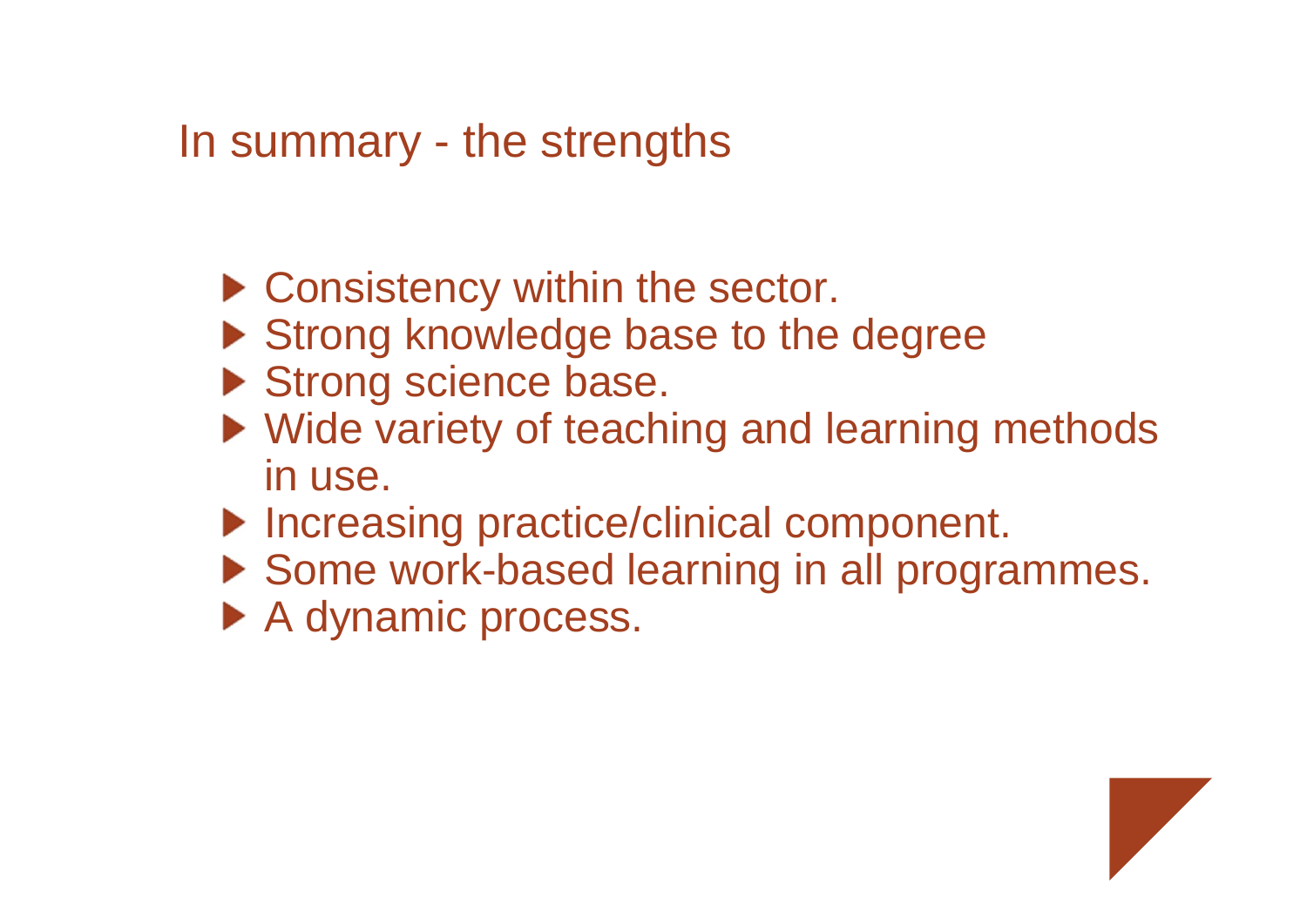## In summary - the strengths

- Consistency within the sector.
- Strong knowledge base to the degree
- Strong science base.
- Wide variety of teaching and learning methods in use.
- Increasing practice/clinical component.
- Some work-based learning in all programmes.
- A dynamic process.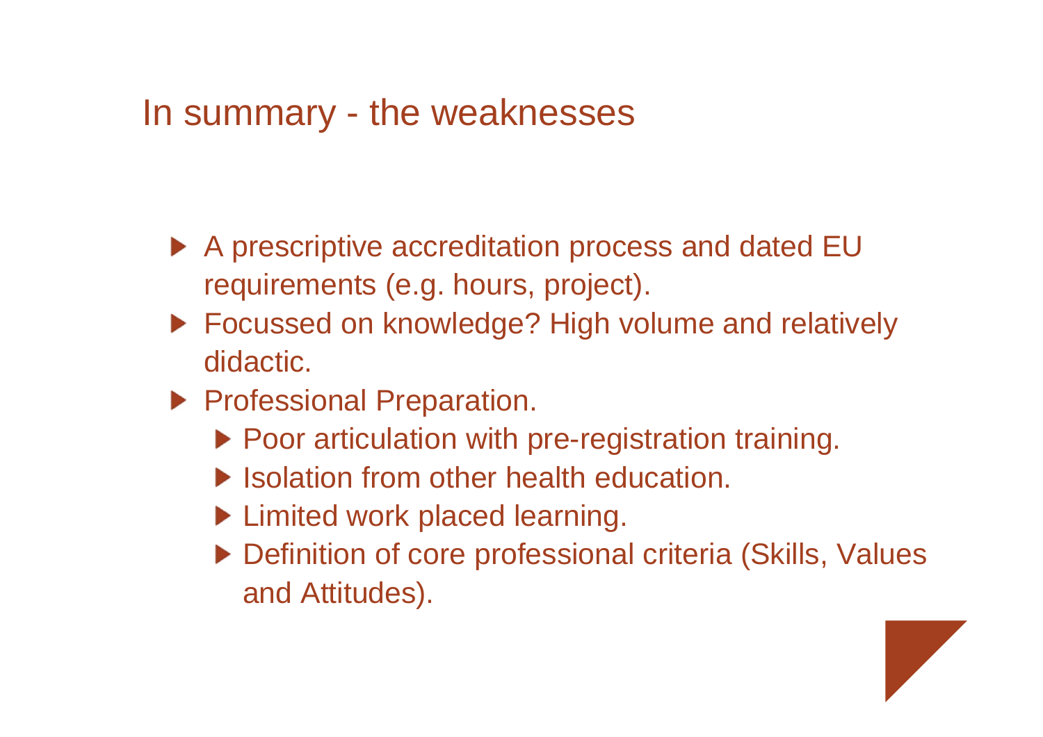# In summary - the weaknesses

- A prescriptive accreditation process and dated EU requirements (e.g. hours, project).
- Focussed on knowledge? High volume and relatively didactic.
- Professional Preparation.
  - Poor articulation with pre-registration training.
  - Isolation from other health education.
  - Limited work placed learning.
  - Definition of core professional criteria (Skills, Values and Attitudes).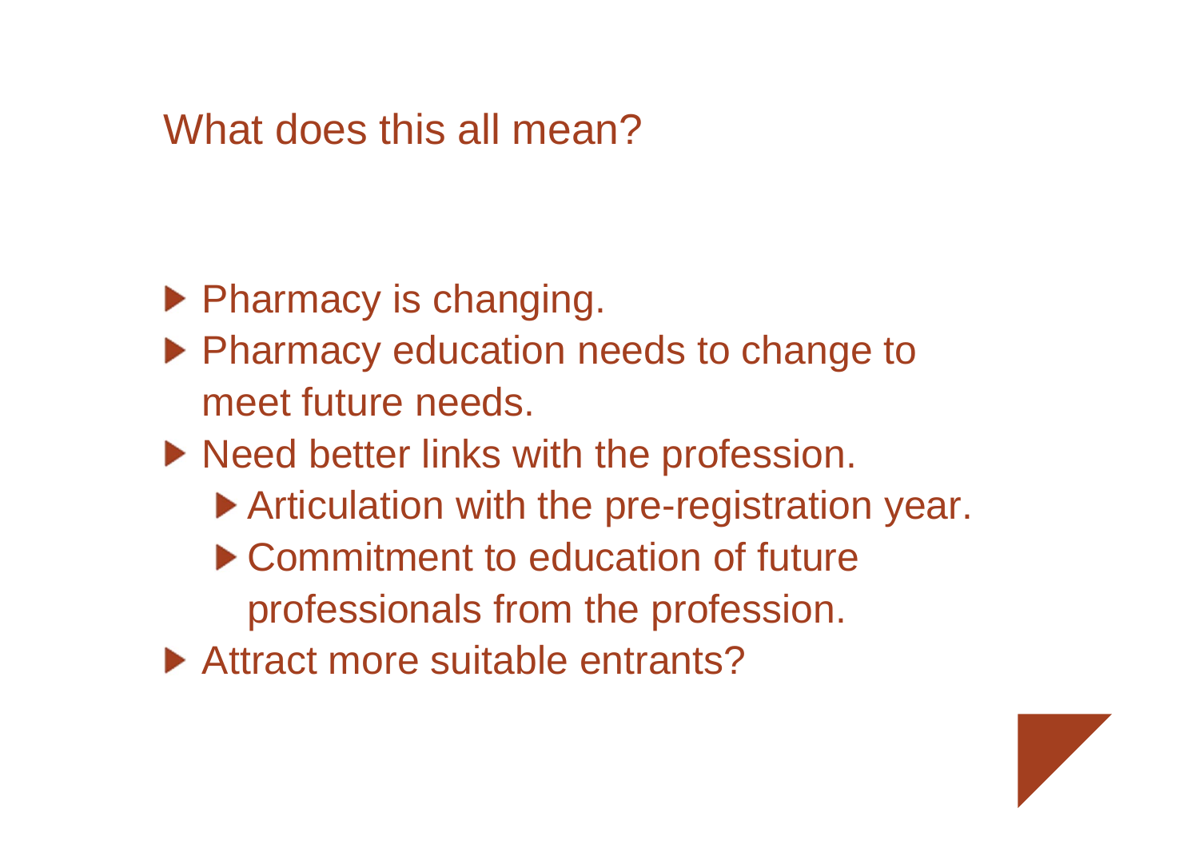# What does this all mean?

- Pharmacy is changing.
- Pharmacy education needs to change to meet future needs.
- Need better links with the profession.
  - Articulation with the pre-registration year.
  - Commitment to education of future professionals from the profession.
- Attract more suitable entrants?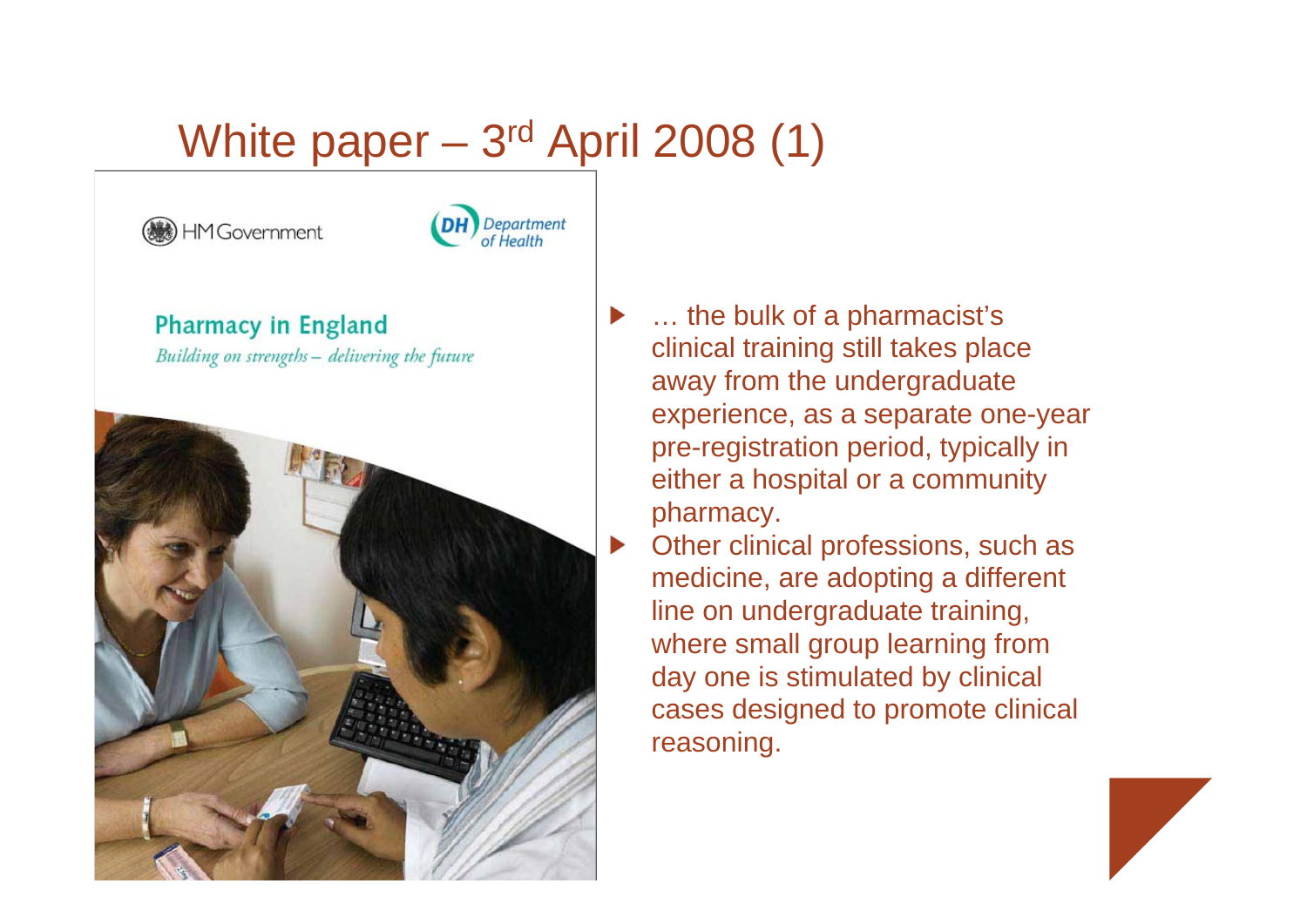# White paper – 3rd April 2008 (1)

- … the bulk of a pharmacist's clinical training still takes place away from the undergraduate experience, as a separate one-year pre-registration period, typically in either a hospital or a community pharmacy.
- Other clinical professions, such as medicine, are adopting a different line on undergraduate training, where small group learning from day one is stimulated by clinical cases designed to promote clinical reasoning.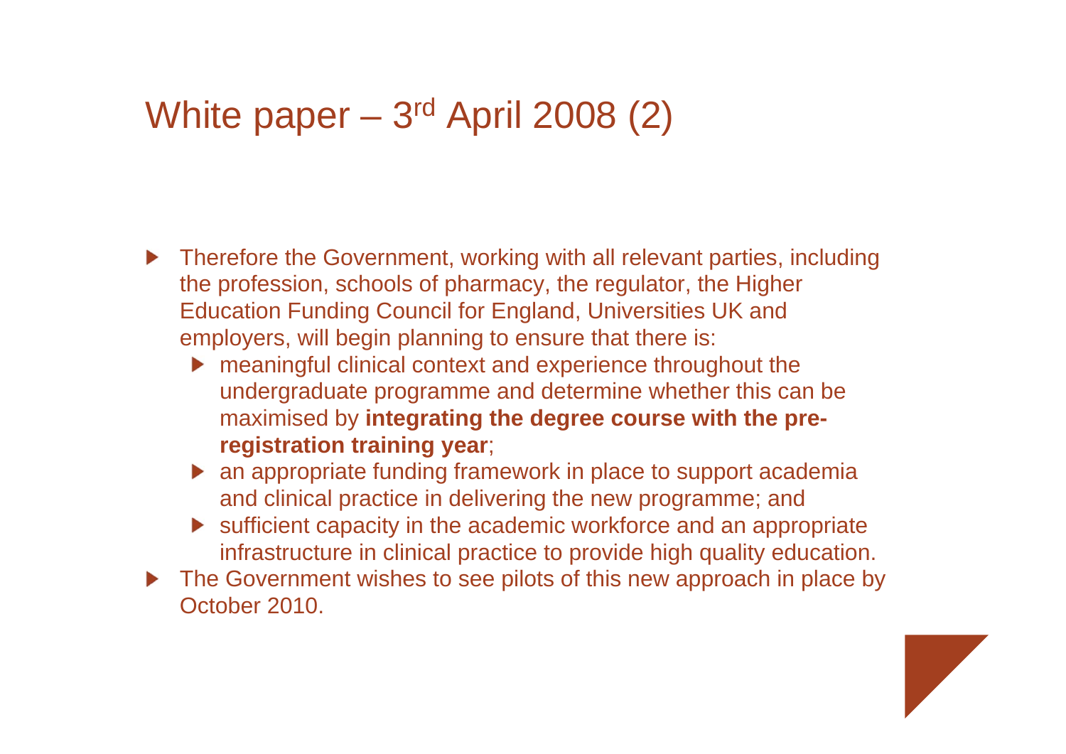# White paper – 3rd April 2008 (2)

- Therefore the Government, working with all relevant parties, including the profession, schools of pharmacy, the regulator, the Higher Education Funding Council for England, Universities UK and employers, will begin planning to ensure that there is:
  - meaningful clinical context and experience throughout the undergraduate programme and determine whether this can be maximised by **integrating the degree course with the pre-registration training year**;
  - an appropriate funding framework in place to support academia and clinical practice in delivering the new programme; and
  - sufficient capacity in the academic workforce and an appropriate infrastructure in clinical practice to provide high quality education.
- The Government wishes to see pilots of this new approach in place by October 2010.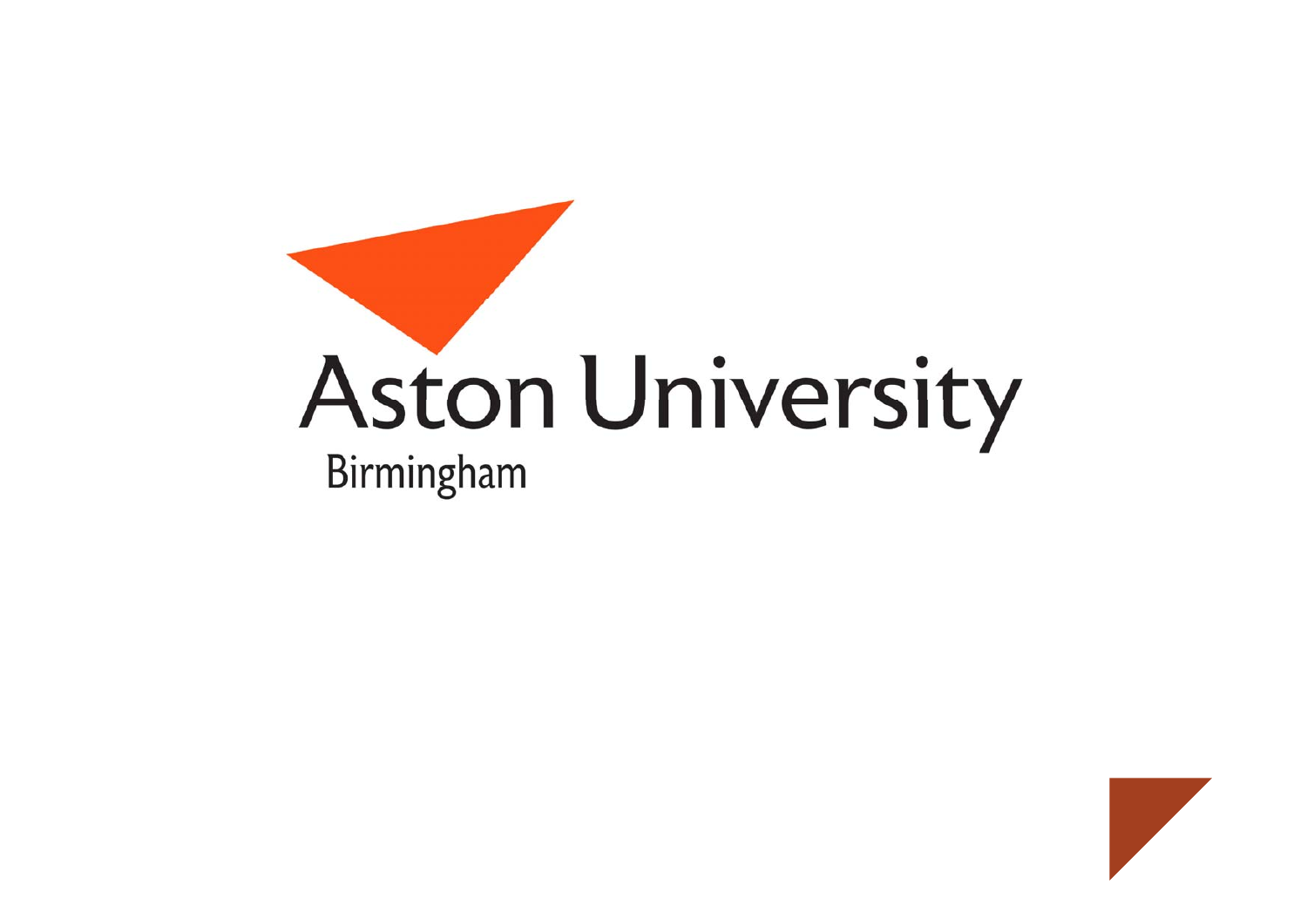Aston University

Birmingham